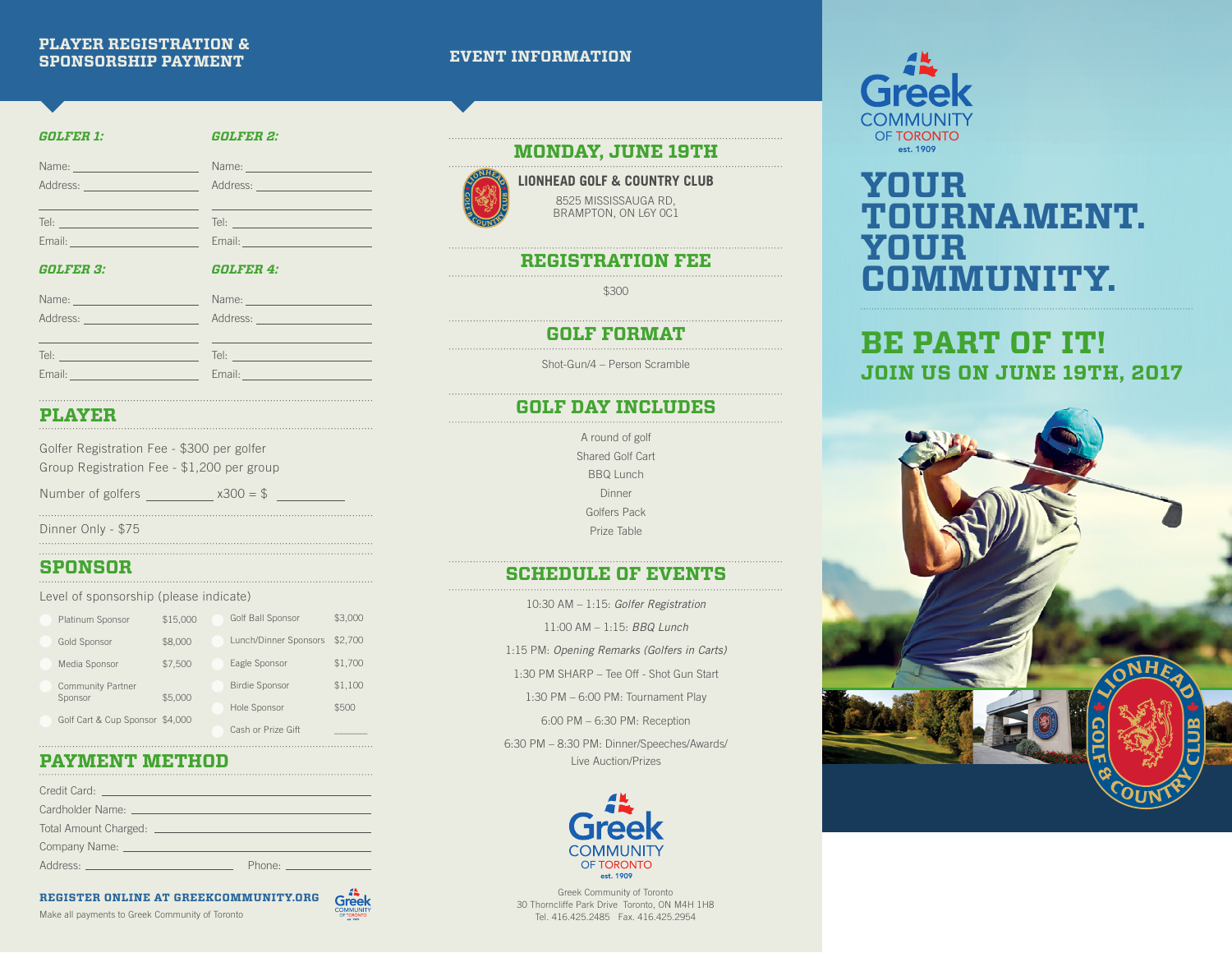## PLAYER REGISTRATION & SPONSORSHIP PAYMENT

### GOLFER 1:

Name: ______________________
Address: ______________________
______________________
Tel: ______________________
Email: ______________________

### GOLFER 2:

Name: ______________________
Address: ______________________
______________________
Tel: ______________________
Email: ______________________

### GOLFER 3:

Name: ______________________
Address: ______________________
______________________
Tel: ______________________
Email: ______________________

### GOLFER 4:

Name: ______________________
Address: ______________________
______________________
Tel: ______________________
Email: ______________________

## PLAYER

Golfer Registration Fee - $300 per golfer
Group Registration Fee - $1,200 per group

Number of golfers __________ x300 = $ __________

Dinner Only - $75

## SPONSOR

Level of sponsorship (please indicate)

| Sponsorship | Amount | Sponsorship | Amount |
|---|---|---|---|
| Platinum Sponsor | $15,000 | Golf Ball Sponsor | $3,000 |
| Gold Sponsor | $8,000 | Lunch/Dinner Sponsors | $2,700 |
| Media Sponsor | $7,500 | Eagle Sponsor | $1,700 |
| Community Partner Sponsor | $5,000 | Birdie Sponsor | $1,100 |
| Golf Cart & Cup Sponsor | $4,000 | Hole Sponsor | $500 |
| | | Cash or Prize Gift | ______ |

## PAYMENT METHOD

Credit Card: ______________________
Cardholder Name: ______________________
Total Amount Charged: ______________________
Company Name: ______________________
Address: ______________________ Phone: ______________________

**REGISTER ONLINE AT GREEKCOMMUNITY.ORG**

Make all payments to Greek Community of Toronto

## EVENT INFORMATION

### MONDAY, JUNE 19TH

**LIONHEAD GOLF & COUNTRY CLUB**
8525 MISSISSAUGA RD,
BRAMPTON, ON L6Y 0C1

### REGISTRATION FEE

$300

### GOLF FORMAT

Shot-Gun/4 – Person Scramble

### GOLF DAY INCLUDES

A round of golf
Shared Golf Cart
BBQ Lunch
Dinner
Golfers Pack
Prize Table

### SCHEDULE OF EVENTS

10:30 AM – 1:15: *Golfer Registration*

11:00 AM – 1:15: *BBQ Lunch*

1:15 PM: *Opening Remarks (Golfers in Carts)*

1:30 PM SHARP – Tee Off - Shot Gun Start

1:30 PM – 6:00 PM: Tournament Play

6:00 PM – 6:30 PM: Reception

6:30 PM – 8:30 PM: Dinner/Speeches/Awards/ Live Auction/Prizes

Greek Community of Toronto est. 1909

Greek Community of Toronto
30 Thorncliffe Park Drive Toronto, ON M4H 1H8
Tel. 416.425.2485 Fax. 416.425.2954

Greek Community of Toronto est. 1909

# YOUR TOURNAMENT. YOUR COMMUNITY.

## BE PART OF IT!

### JOIN US ON JUNE 19TH, 2017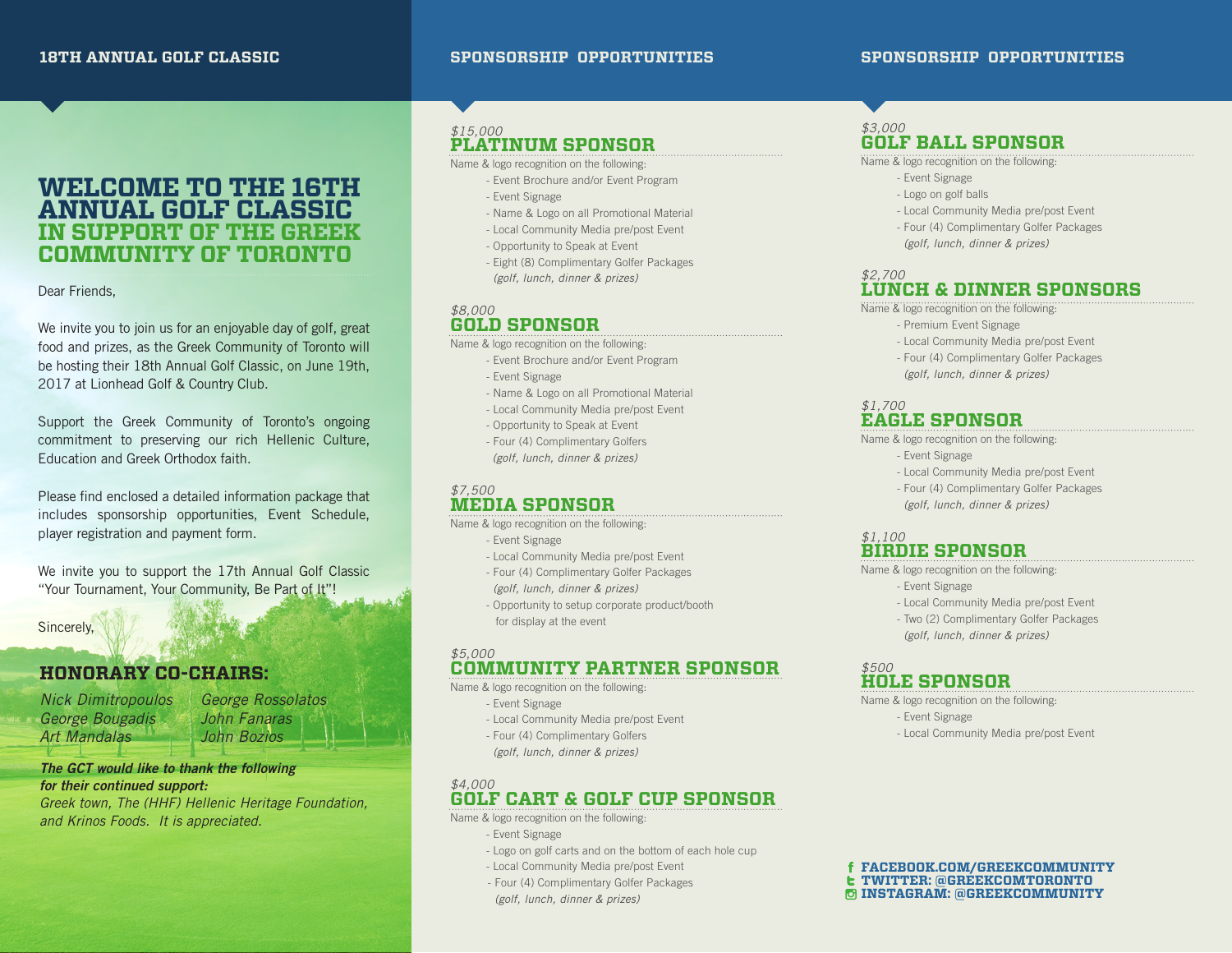## 18TH ANNUAL GOLF CLASSIC

# WELCOME TO THE 16TH ANNUAL GOLF CLASSIC IN SUPPORT OF THE GREEK COMMUNITY OF TORONTO

Dear Friends,

We invite you to join us for an enjoyable day of golf, great food and prizes, as the Greek Community of Toronto will be hosting their 18th Annual Golf Classic, on June 19th, 2017 at Lionhead Golf & Country Club.

Support the Greek Community of Toronto's ongoing commitment to preserving our rich Hellenic Culture, Education and Greek Orthodox faith.

Please find enclosed a detailed information package that includes sponsorship opportunities, Event Schedule, player registration and payment form.

We invite you to support the 17th Annual Golf Classic "Your Tournament, Your Community, Be Part of It"!

Sincerely,

### HONORARY CO-CHAIRS:

*Nick Dimitropoulos*
*George Bougadis*
*Art Mandalas*
*George Rossolatos*
*John Fanaras*
*John Bozios*

***The GCT would like to thank the following for their continued support:***
*Greek town, The (HHF) Hellenic Heritage Foundation, and Krinos Foods. It is appreciated.*

## SPONSORSHIP OPPORTUNITIES

*$15,000*
### PLATINUM SPONSOR

Name & logo recognition on the following:
- Event Brochure and/or Event Program
- Event Signage
- Name & Logo on all Promotional Material
- Local Community Media pre/post Event
- Opportunity to Speak at Event
- Eight (8) Complimentary Golfer Packages *(golf, lunch, dinner & prizes)*

*$8,000*
### GOLD SPONSOR

Name & logo recognition on the following:
- Event Brochure and/or Event Program
- Event Signage
- Name & Logo on all Promotional Material
- Local Community Media pre/post Event
- Opportunity to Speak at Event
- Four (4) Complimentary Golfers *(golf, lunch, dinner & prizes)*

*$7,500*
### MEDIA SPONSOR

Name & logo recognition on the following:
- Event Signage
- Local Community Media pre/post Event
- Four (4) Complimentary Golfer Packages *(golf, lunch, dinner & prizes)*
- Opportunity to setup corporate product/booth for display at the event

*$5,000*
### COMMUNITY PARTNER SPONSOR

Name & logo recognition on the following:
- Event Signage
- Local Community Media pre/post Event
- Four (4) Complimentary Golfers *(golf, lunch, dinner & prizes)*

*$4,000*
### GOLF CART & GOLF CUP SPONSOR

Name & logo recognition on the following:
- Event Signage
- Logo on golf carts and on the bottom of each hole cup
- Local Community Media pre/post Event
- Four (4) Complimentary Golfer Packages *(golf, lunch, dinner & prizes)*

*$3,000*
### GOLF BALL SPONSOR

Name & logo recognition on the following:
- Event Signage
- Logo on golf balls
- Local Community Media pre/post Event
- Four (4) Complimentary Golfer Packages *(golf, lunch, dinner & prizes)*

*$2,700*
### LUNCH & DINNER SPONSORS

Name & logo recognition on the following:
- Premium Event Signage
- Local Community Media pre/post Event
- Four (4) Complimentary Golfer Packages *(golf, lunch, dinner & prizes)*

*$1,700*
### EAGLE SPONSOR

Name & logo recognition on the following:
- Event Signage
- Local Community Media pre/post Event
- Four (4) Complimentary Golfer Packages *(golf, lunch, dinner & prizes)*

*$1,100*
### BIRDIE SPONSOR

Name & logo recognition on the following:
- Event Signage
- Local Community Media pre/post Event
- Two (2) Complimentary Golfer Packages *(golf, lunch, dinner & prizes)*

*$500*
### HOLE SPONSOR

Name & logo recognition on the following:
- Event Signage
- Local Community Media pre/post Event

**FACEBOOK.COM/GREEKCOMMUNITY**
**TWITTER: @GREEKCOMTORONTO**
**INSTAGRAM: @GREEKCOMMUNITY**